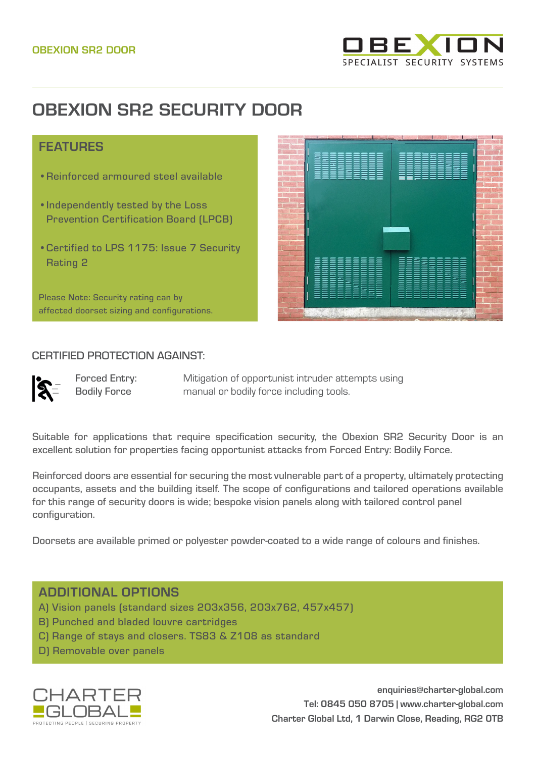OBEXION SR2 DOOR

# OBEXION SR2 SECURITY DOOR

## FEATURES

- Reinforced armoured steel available
- Independently tested by the Loss Prevention Certification Board (LPCB)
- Certified to LPS 1175: Issue 7 Security Rating 2

Please Note: Security rating can by affected doorset sizing and configurations.

## CERTIFIED PROTECTION AGAINST:

| | |
|---|---|
| Forced Entry: Bodily Force | Mitigation of opportunist intruder attempts using manual or bodily force including tools. |

Suitable for applications that require specification security, the Obexion SR2 Security Door is an excellent solution for properties facing opportunist attacks from Forced Entry: Bodily Force.

Reinforced doors are essential for securing the most vulnerable part of a property, ultimately protecting occupants, assets and the building itself. The scope of configurations and tailored operations available for this range of security doors is wide; bespoke vision panels along with tailored control panel configuration.

Doorsets are available primed or polyester powder-coated to a wide range of colours and finishes.

## ADDITIONAL OPTIONS

A) Vision panels (standard sizes 203x356, 203x762, 457x457)
B) Punched and bladed louvre cartridges
C) Range of stays and closers. TS83 & Z108 as standard
D) Removable over panels

enquiries@charter-global.com
Tel: 0845 050 8705 | www.charter-global.com
Charter Global Ltd, 1 Darwin Close, Reading, RG2 0TB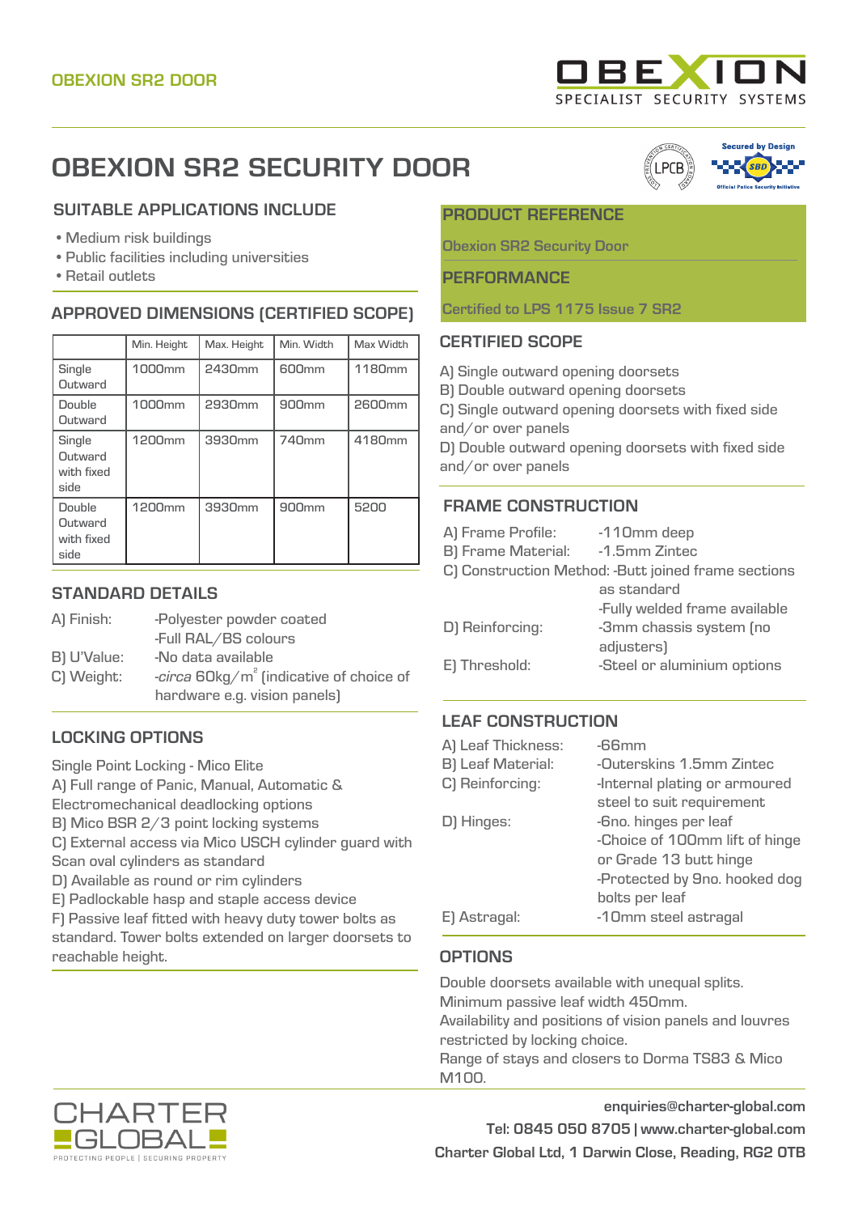OBEXION SR2 DOOR

OBEXION
SPECIALIST SECURITY SYSTEMS

# OBEXION SR2 SECURITY DOOR

## SUITABLE APPLICATIONS INCLUDE

- Medium risk buildings
- Public facilities including universities
- Retail outlets

## APPROVED DIMENSIONS (CERTIFIED SCOPE)

| | Min. Height | Max. Height | Min. Width | Max Width |
|---|---|---|---|---|
| Single Outward | 1000mm | 2430mm | 600mm | 1180mm |
| Double Outward | 1000mm | 2930mm | 900mm | 2600mm |
| Single Outward with fixed side | 1200mm | 3930mm | 740mm | 4180mm |
| Double Outward with fixed side | 1200mm | 3930mm | 900mm | 5200 |

## STANDARD DETAILS

A) Finish: -Polyester powder coated
-Full RAL/BS colours

B) U'Value: -No data available

C) Weight: -*circa* 60kg/m² (indicative of choice of hardware e.g. vision panels)

## LOCKING OPTIONS

Single Point Locking - Mico Elite

A) Full range of Panic, Manual, Automatic & Electromechanical deadlocking options

B) Mico BSR 2/3 point locking systems

C) External access via Mico USCH cylinder guard with Scan oval cylinders as standard

D) Available as round or rim cylinders

E) Padlockable hasp and staple access device

F) Passive leaf fitted with heavy duty tower bolts as standard. Tower bolts extended on larger doorsets to reachable height.

## PRODUCT REFERENCE

Obexion SR2 Security Door

## PERFORMANCE

Certified to LPS 1175 Issue 7 SR2

## CERTIFIED SCOPE

A) Single outward opening doorsets

B) Double outward opening doorsets

C) Single outward opening doorsets with fixed side and/or over panels

D) Double outward opening doorsets with fixed side and/or over panels

## FRAME CONSTRUCTION

A) Frame Profile: -110mm deep

B) Frame Material: -1.5mm Zintec

C) Construction Method: -Butt joined frame sections as standard
-Fully welded frame available

D) Reinforcing: -3mm chassis system (no adjusters)

E) Threshold: -Steel or aluminium options

## LEAF CONSTRUCTION

A) Leaf Thickness: -66mm

B) Leaf Material: -Outerskins 1.5mm Zintec

C) Reinforcing: -Internal plating or armoured steel to suit requirement

D) Hinges: -6no. hinges per leaf
-Choice of 100mm lift of hinge or Grade 13 butt hinge
-Protected by 9no. hooked dog bolts per leaf

E) Astragal: -10mm steel astragal

## OPTIONS

Double doorsets available with unequal splits.
Minimum passive leaf width 450mm.
Availability and positions of vision panels and louvres restricted by locking choice.
Range of stays and closers to Dorma TS83 & Mico M100.

CHARTER GLOBAL
PROTECTING PEOPLE | SECURING PROPERTY

**enquiries@charter-global.com**
**Tel: 0845 050 8705 | www.charter-global.com**
**Charter Global Ltd, 1 Darwin Close, Reading, RG2 0TB**